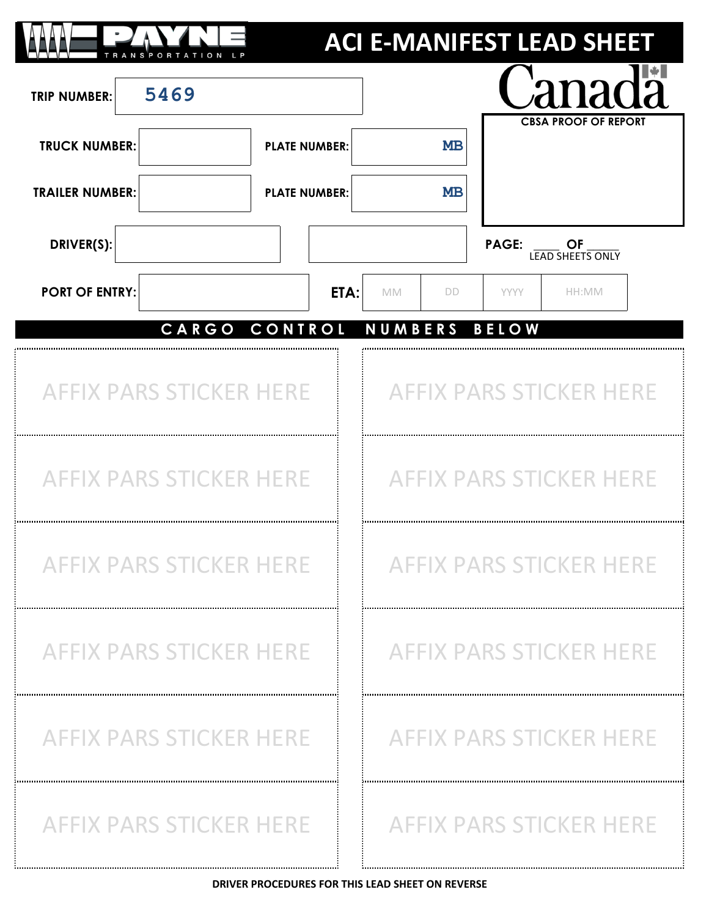# PAYNE TRANSPORTATION LP

# ACI E-MANIFEST LEAD SHEET

Canada

**TRIP NUMBER:** 5469

**TRUCK NUMBER:** 

**PLATE NUMBER:** MB

**TRAILER NUMBER:** 

**PLATE NUMBER:** MB

**CBSA PROOF OF REPORT**

**DRIVER(S):** 

**PAGE:** ____ **OF** _____
LEAD SHEETS ONLY

**PORT OF ENTRY:** 

**ETA:** MM DD YYYY HH:MM

## CARGO CONTROL NUMBERS BELOW

| | |
|---|---|
| AFFIX PARS STICKER HERE | AFFIX PARS STICKER HERE |
| AFFIX PARS STICKER HERE | AFFIX PARS STICKER HERE |
| AFFIX PARS STICKER HERE | AFFIX PARS STICKER HERE |
| AFFIX PARS STICKER HERE | AFFIX PARS STICKER HERE |
| AFFIX PARS STICKER HERE | AFFIX PARS STICKER HERE |
| AFFIX PARS STICKER HERE | AFFIX PARS STICKER HERE |

**DRIVER PROCEDURES FOR THIS LEAD SHEET ON REVERSE**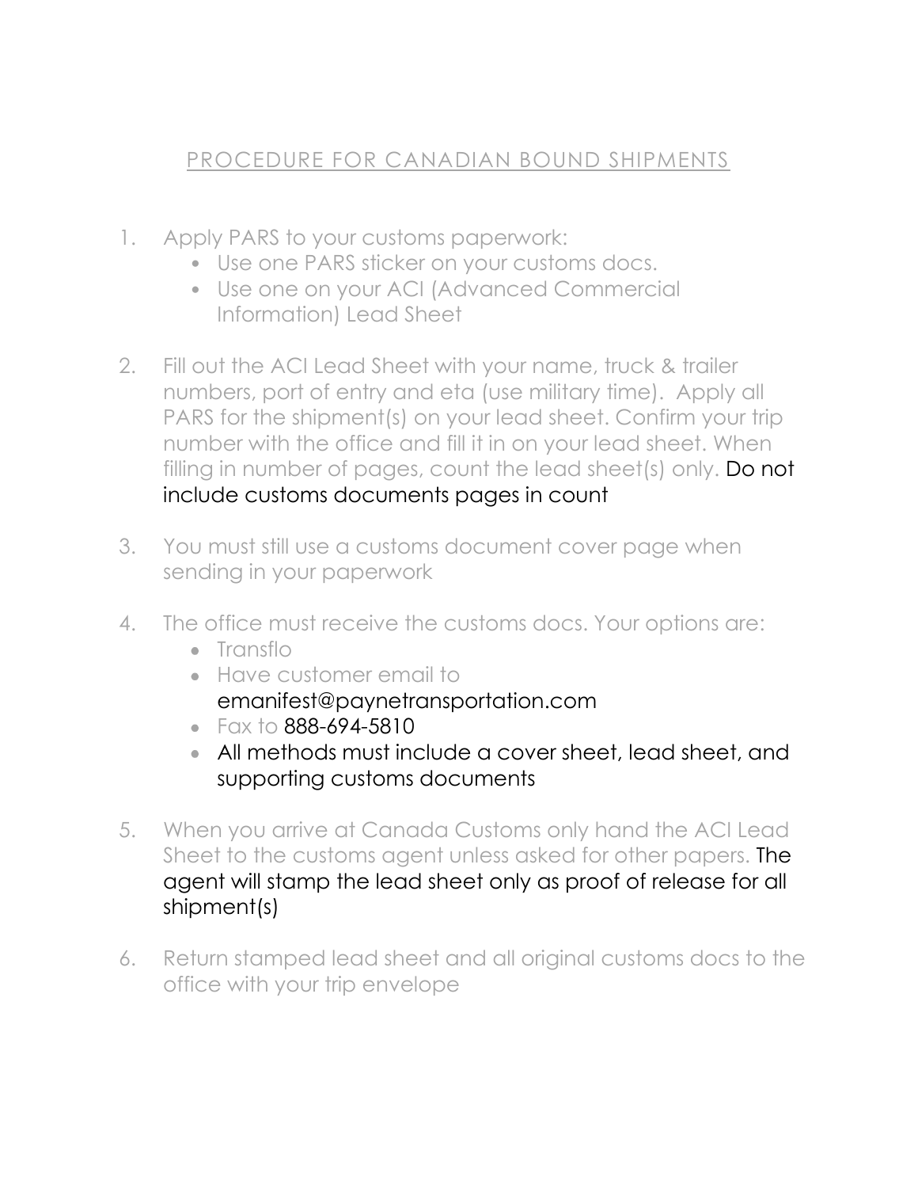# PROCEDURE FOR CANADIAN BOUND SHIPMENTS

1. Apply PARS to your customs paperwork:
   - Use one PARS sticker on your customs docs.
   - Use one on your ACI (Advanced Commercial Information) Lead Sheet

2. Fill out the ACI Lead Sheet with your name, truck & trailer numbers, port of entry and eta (use military time). Apply all PARS for the shipment(s) on your lead sheet. Confirm your trip number with the office and fill it in on your lead sheet. When filling in number of pages, count the lead sheet(s) only. Do not include customs documents pages in count

3. You must still use a customs document cover page when sending in your paperwork

4. The office must receive the customs docs. Your options are:
   - Transflo
   - Have customer email to emanifest@paynetransportation.com
   - Fax to 888-694-5810
   - All methods must include a cover sheet, lead sheet, and supporting customs documents

5. When you arrive at Canada Customs only hand the ACI Lead Sheet to the customs agent unless asked for other papers. The agent will stamp the lead sheet only as proof of release for all shipment(s)

6. Return stamped lead sheet and all original customs docs to the office with your trip envelope